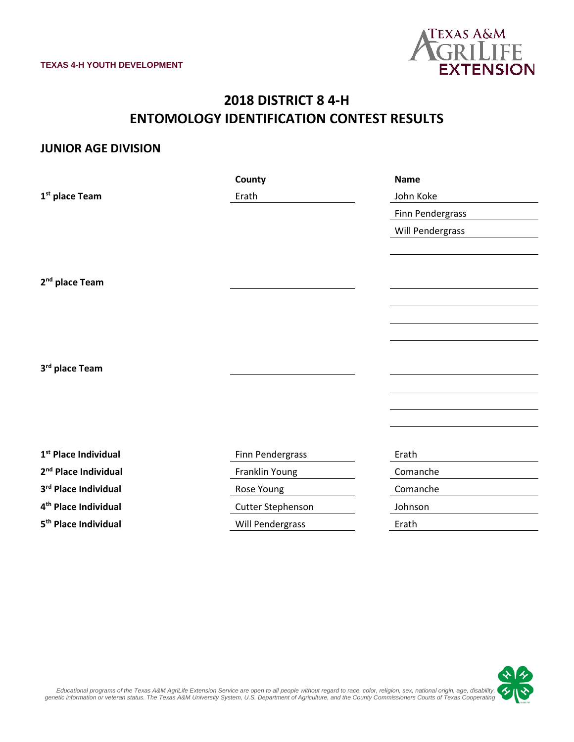TEXAS 4-H YOUTH DEVELOPMENT

# 2018 DISTRICT 8 4-H
# ENTOMOLOGY IDENTIFICATION CONTEST RESULTS

## JUNIOR AGE DIVISION

| | County | Name |
|---|---|---|
| **1st place Team** | Erath | John Koke |
| | | Finn Pendergrass |
| | | Will Pendergrass |
| | | |
| **2nd place Team** | | |
| | | |
| | | |
| | | |
| **3rd place Team** | | |
| | | |
| | | |
| | | |
| **1st Place Individual** | Finn Pendergrass | Erath |
| **2nd Place Individual** | Franklin Young | Comanche |
| **3rd Place Individual** | Rose Young | Comanche |
| **4th Place Individual** | Cutter Stephenson | Johnson |
| **5th Place Individual** | Will Pendergrass | Erath |

*Educational programs of the Texas A&M AgriLife Extension Service are open to all people without regard to race, color, religion, sex, national origin, age, disability, genetic information or veteran status. The Texas A&M University System, U.S. Department of Agriculture, and the County Commissioners Courts of Texas Cooperating*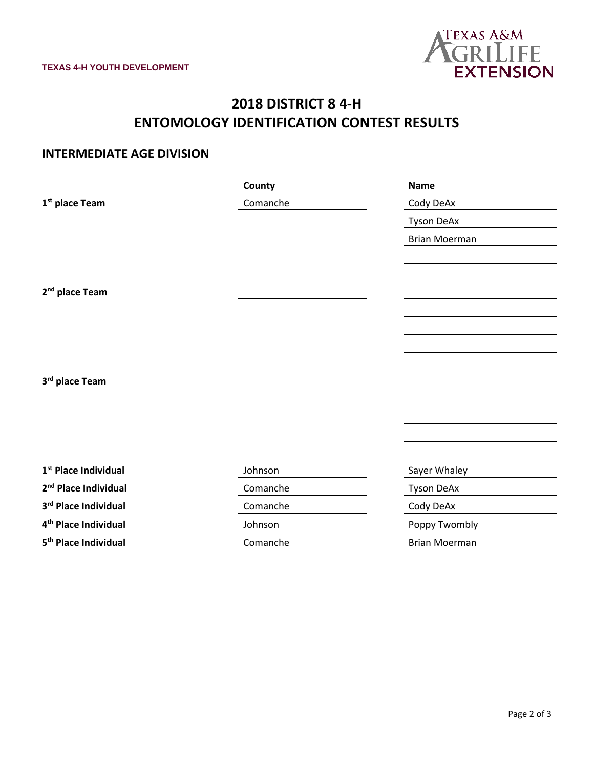TEXAS 4-H YOUTH DEVELOPMENT

# 2018 DISTRICT 8 4-H
# ENTOMOLOGY IDENTIFICATION CONTEST RESULTS

## INTERMEDIATE AGE DIVISION

| | County | Name |
|---|---|---|
| **1st place Team** | Comanche | Cody DeAx |
| | | Tyson DeAx |
| | | Brian Moerman |
| | | |
| **2nd place Team** | | |
| | | |
| | | |
| | | |
| **3rd place Team** | | |
| | | |
| | | |
| | | |
| **1st Place Individual** | Johnson | Sayer Whaley |
| **2nd Place Individual** | Comanche | Tyson DeAx |
| **3rd Place Individual** | Comanche | Cody DeAx |
| **4th Place Individual** | Johnson | Poppy Twombly |
| **5th Place Individual** | Comanche | Brian Moerman |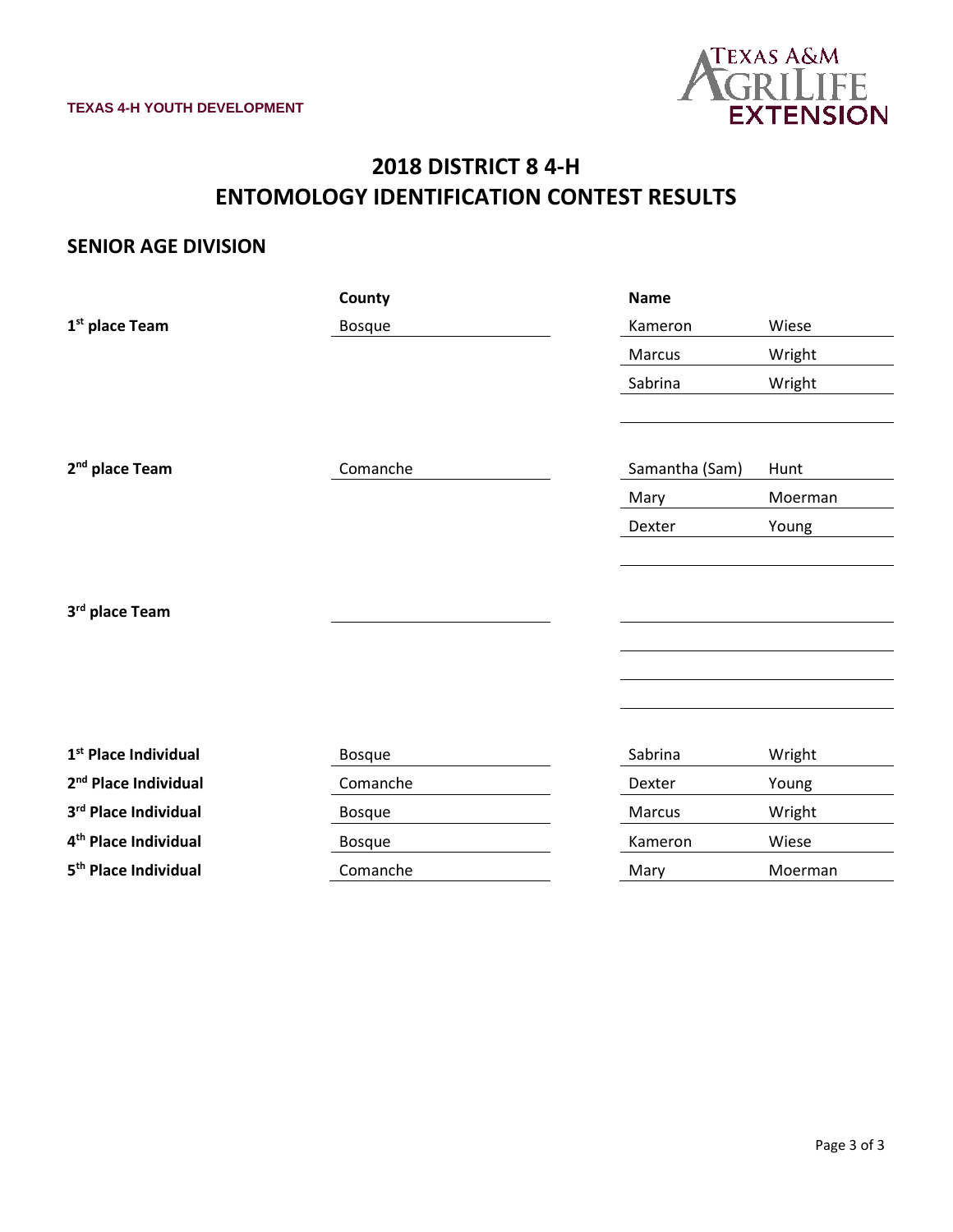TEXAS 4-H YOUTH DEVELOPMENT

# 2018 DISTRICT 8 4-H
# ENTOMOLOGY IDENTIFICATION CONTEST RESULTS

## SENIOR AGE DIVISION

| | County | Name | |
|---|---|---|---|
| 1st place Team | Bosque | Kameron | Wiese |
| | | Marcus | Wright |
| | | Sabrina | Wright |
| | | | |
| 2nd place Team | Comanche | Samantha (Sam) | Hunt |
| | | Mary | Moerman |
| | | Dexter | Young |
| | | | |
| 3rd place Team | | | |
| | | | |
| | | | |
| | | | |
| 1st Place Individual | Bosque | Sabrina | Wright |
| 2nd Place Individual | Comanche | Dexter | Young |
| 3rd Place Individual | Bosque | Marcus | Wright |
| 4th Place Individual | Bosque | Kameron | Wiese |
| 5th Place Individual | Comanche | Mary | Moerman |